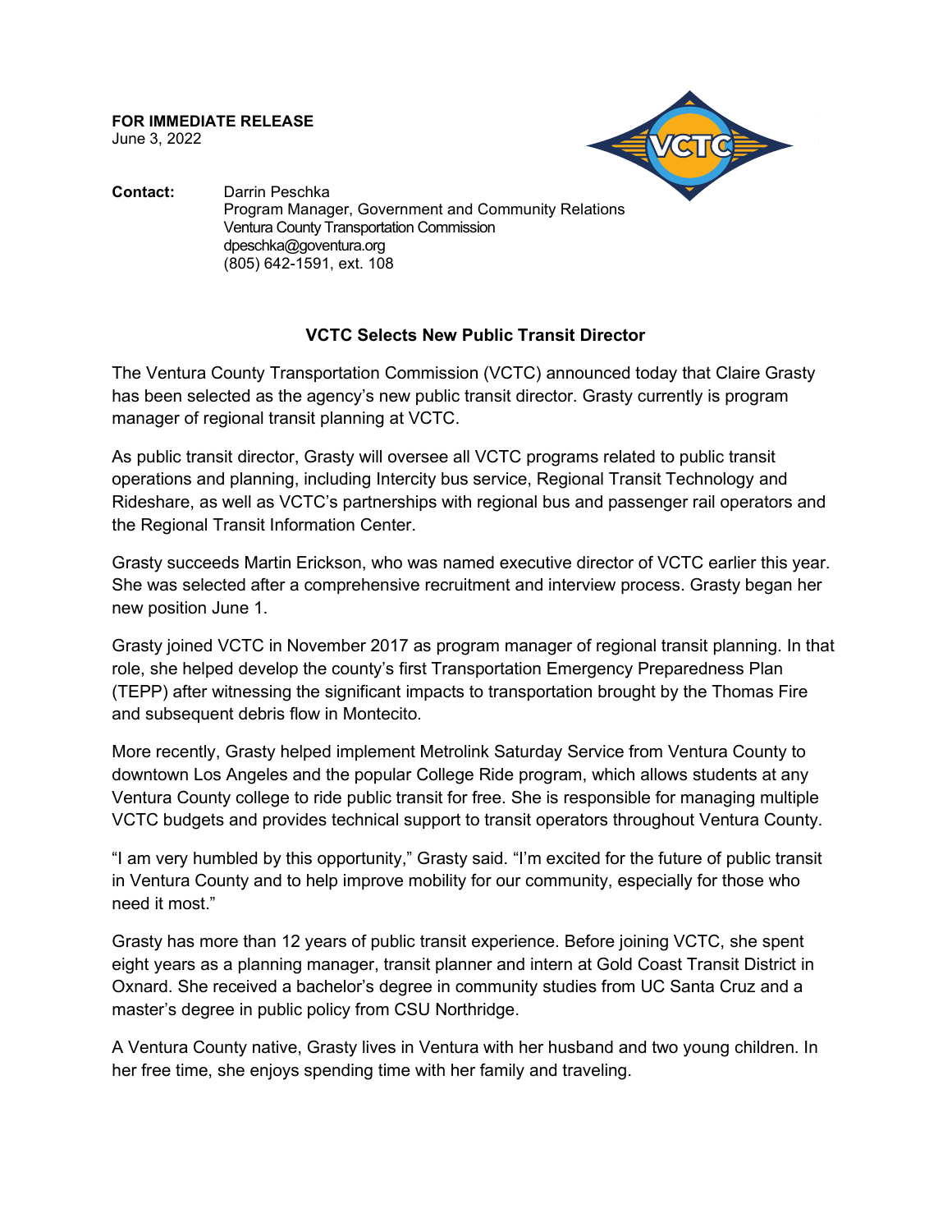**FOR IMMEDIATE RELEASE**
June 3, 2022

**Contact:** Darrin Peschka
Program Manager, Government and Community Relations
Ventura County Transportation Commission
dpeschka@goventura.org
(805) 642-1591, ext. 108

## VCTC Selects New Public Transit Director

The Ventura County Transportation Commission (VCTC) announced today that Claire Grasty has been selected as the agency's new public transit director. Grasty currently is program manager of regional transit planning at VCTC.

As public transit director, Grasty will oversee all VCTC programs related to public transit operations and planning, including Intercity bus service, Regional Transit Technology and Rideshare, as well as VCTC's partnerships with regional bus and passenger rail operators and the Regional Transit Information Center.

Grasty succeeds Martin Erickson, who was named executive director of VCTC earlier this year. She was selected after a comprehensive recruitment and interview process. Grasty began her new position June 1.

Grasty joined VCTC in November 2017 as program manager of regional transit planning. In that role, she helped develop the county's first Transportation Emergency Preparedness Plan (TEPP) after witnessing the significant impacts to transportation brought by the Thomas Fire and subsequent debris flow in Montecito.

More recently, Grasty helped implement Metrolink Saturday Service from Ventura County to downtown Los Angeles and the popular College Ride program, which allows students at any Ventura County college to ride public transit for free. She is responsible for managing multiple VCTC budgets and provides technical support to transit operators throughout Ventura County.

"I am very humbled by this opportunity," Grasty said. "I'm excited for the future of public transit in Ventura County and to help improve mobility for our community, especially for those who need it most."

Grasty has more than 12 years of public transit experience. Before joining VCTC, she spent eight years as a planning manager, transit planner and intern at Gold Coast Transit District in Oxnard. She received a bachelor's degree in community studies from UC Santa Cruz and a master's degree in public policy from CSU Northridge.

A Ventura County native, Grasty lives in Ventura with her husband and two young children. In her free time, she enjoys spending time with her family and traveling.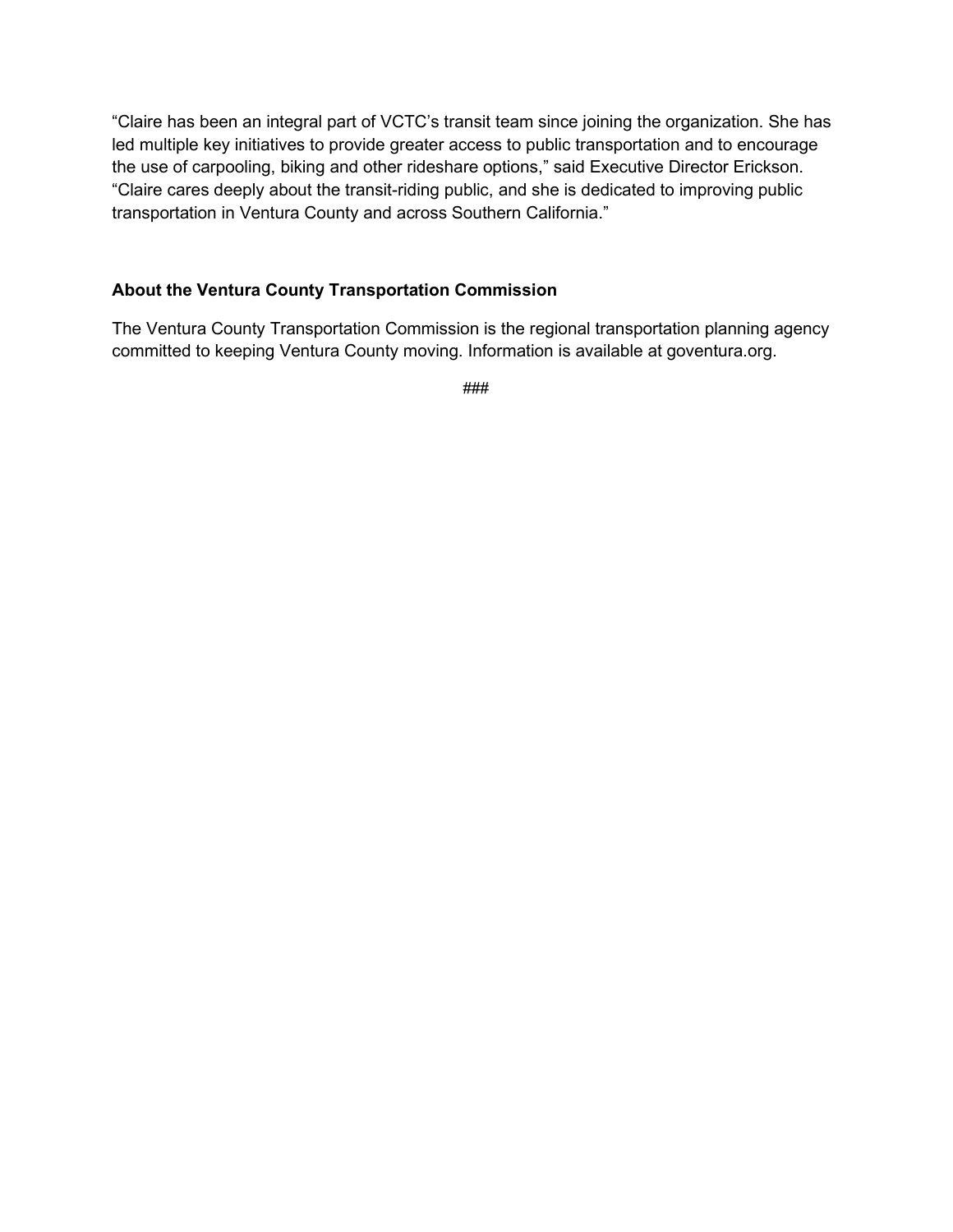"Claire has been an integral part of VCTC's transit team since joining the organization. She has led multiple key initiatives to provide greater access to public transportation and to encourage the use of carpooling, biking and other rideshare options," said Executive Director Erickson. "Claire cares deeply about the transit-riding public, and she is dedicated to improving public transportation in Ventura County and across Southern California."

**About the Ventura County Transportation Commission**

The Ventura County Transportation Commission is the regional transportation planning agency committed to keeping Ventura County moving. Information is available at goventura.org.

###